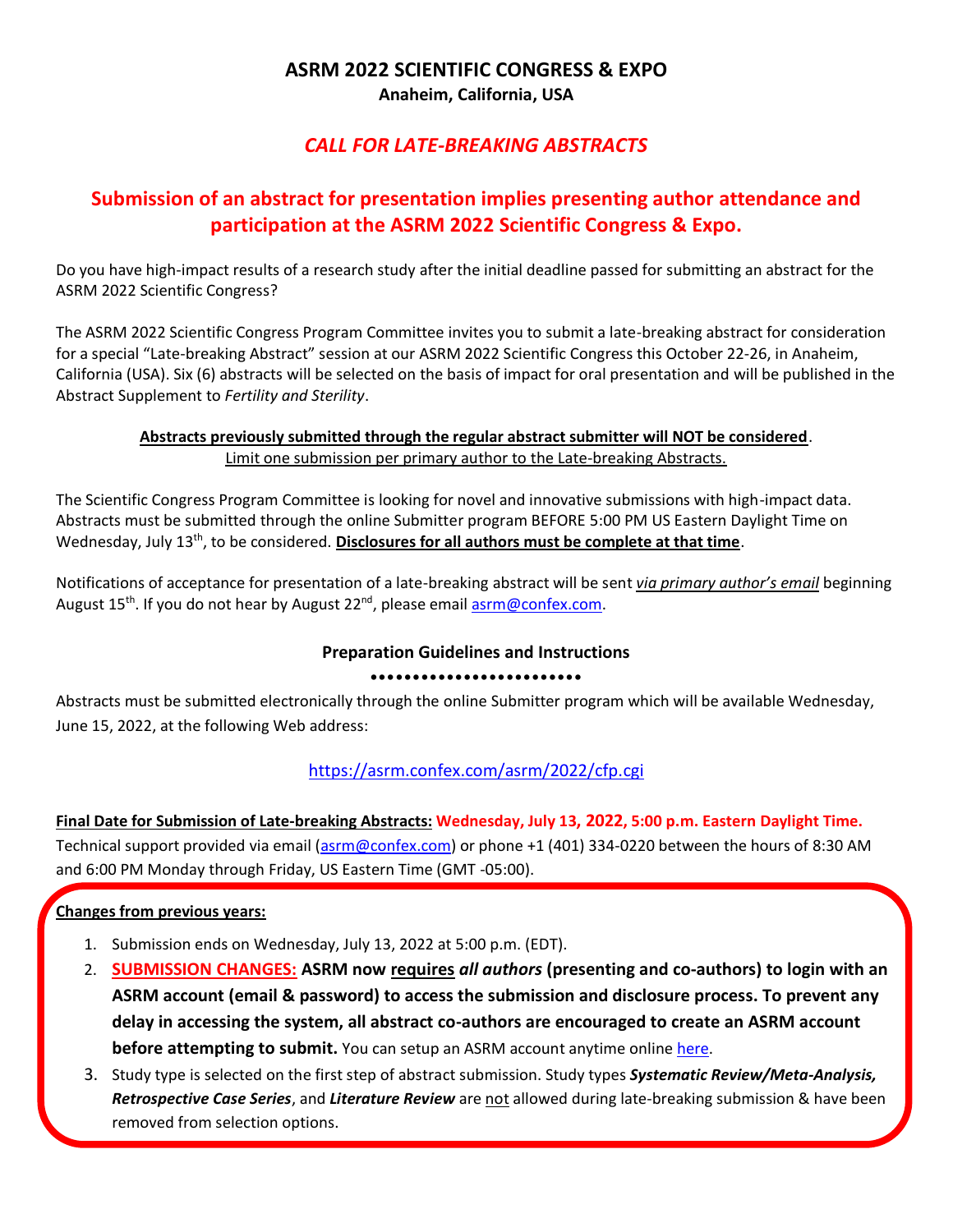# ASRM 2022 SCIENTIFIC CONGRESS & EXPO

**Anaheim, California, USA**

## *CALL FOR LATE-BREAKING ABSTRACTS*

## Submission of an abstract for presentation implies presenting author attendance and participation at the ASRM 2022 Scientific Congress & Expo.

Do you have high-impact results of a research study after the initial deadline passed for submitting an abstract for the ASRM 2022 Scientific Congress?

The ASRM 2022 Scientific Congress Program Committee invites you to submit a late-breaking abstract for consideration for a special "Late-breaking Abstract" session at our ASRM 2022 Scientific Congress this October 22-26, in Anaheim, California (USA). Six (6) abstracts will be selected on the basis of impact for oral presentation and will be published in the Abstract Supplement to *Fertility and Sterility*.

**Abstracts previously submitted through the regular abstract submitter will NOT be considered**.
Limit one submission per primary author to the Late-breaking Abstracts.

The Scientific Congress Program Committee is looking for novel and innovative submissions with high-impact data. Abstracts must be submitted through the online Submitter program BEFORE 5:00 PM US Eastern Daylight Time on Wednesday, July 13th, to be considered. **Disclosures for all authors must be complete at that time**.

Notifications of acceptance for presentation of a late-breaking abstract will be sent *via primary author's email* beginning August 15th. If you do not hear by August 22nd, please email asrm@confex.com.

### Preparation Guidelines and Instructions

••••••••••••••••••••••••

Abstracts must be submitted electronically through the online Submitter program which will be available Wednesday, June 15, 2022, at the following Web address:

https://asrm.confex.com/asrm/2022/cfp.cgi

**Final Date for Submission of Late-breaking Abstracts:** **Wednesday, July 13, 2022, 5:00 p.m. Eastern Daylight Time.**
Technical support provided via email (asrm@confex.com) or phone +1 (401) 334-0220 between the hours of 8:30 AM and 6:00 PM Monday through Friday, US Eastern Time (GMT -05:00).

**Changes from previous years:**

1. Submission ends on Wednesday, July 13, 2022 at 5:00 p.m. (EDT).
2. **SUBMISSION CHANGES:** **ASRM now requires *all authors* (presenting and co-authors) to login with an ASRM account (email & password) to access the submission and disclosure process. To prevent any delay in accessing the system, all abstract co-authors are encouraged to create an ASRM account before attempting to submit.** You can setup an ASRM account anytime online here.
3. Study type is selected on the first step of abstract submission. Study types ***Systematic Review/Meta-Analysis, Retrospective Case Series***, and ***Literature Review*** are not allowed during late-breaking submission & have been removed from selection options.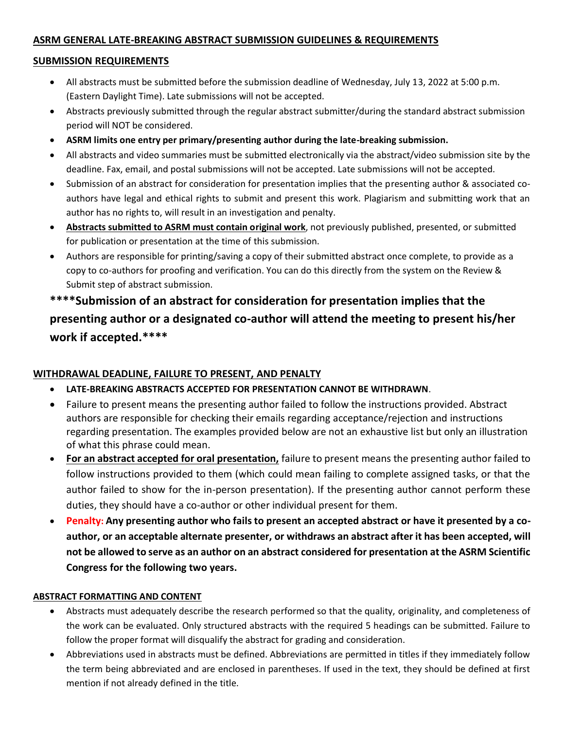## ASRM GENERAL LATE-BREAKING ABSTRACT SUBMISSION GUIDELINES & REQUIREMENTS

### SUBMISSION REQUIREMENTS

- All abstracts must be submitted before the submission deadline of Wednesday, July 13, 2022 at 5:00 p.m. (Eastern Daylight Time). Late submissions will not be accepted.
- Abstracts previously submitted through the regular abstract submitter/during the standard abstract submission period will NOT be considered.
- **ASRM limits one entry per primary/presenting author during the late-breaking submission.**
- All abstracts and video summaries must be submitted electronically via the abstract/video submission site by the deadline. Fax, email, and postal submissions will not be accepted. Late submissions will not be accepted.
- Submission of an abstract for consideration for presentation implies that the presenting author & associated co-authors have legal and ethical rights to submit and present this work. Plagiarism and submitting work that an author has no rights to, will result in an investigation and penalty.
- **Abstracts submitted to ASRM must contain original work**, not previously published, presented, or submitted for publication or presentation at the time of this submission.
- Authors are responsible for printing/saving a copy of their submitted abstract once complete, to provide as a copy to co-authors for proofing and verification. You can do this directly from the system on the Review & Submit step of abstract submission.

**\*\*\*\*Submission of an abstract for consideration for presentation implies that the presenting author or a designated co-author will attend the meeting to present his/her work if accepted.\*\*\*\***

### WITHDRAWAL DEADLINE, FAILURE TO PRESENT, AND PENALTY

- **LATE-BREAKING ABSTRACTS ACCEPTED FOR PRESENTATION CANNOT BE WITHDRAWN**.
- Failure to present means the presenting author failed to follow the instructions provided. Abstract authors are responsible for checking their emails regarding acceptance/rejection and instructions regarding presentation. The examples provided below are not an exhaustive list but only an illustration of what this phrase could mean.
- **For an abstract accepted for oral presentation,** failure to present means the presenting author failed to follow instructions provided to them (which could mean failing to complete assigned tasks, or that the author failed to show for the in-person presentation). If the presenting author cannot perform these duties, they should have a co-author or other individual present for them.
- **Penalty: Any presenting author who fails to present an accepted abstract or have it presented by a co-author, or an acceptable alternate presenter, or withdraws an abstract after it has been accepted, will not be allowed to serve as an author on an abstract considered for presentation at the ASRM Scientific Congress for the following two years.**

### ABSTRACT FORMATTING AND CONTENT

- Abstracts must adequately describe the research performed so that the quality, originality, and completeness of the work can be evaluated. Only structured abstracts with the required 5 headings can be submitted. Failure to follow the proper format will disqualify the abstract for grading and consideration.
- Abbreviations used in abstracts must be defined. Abbreviations are permitted in titles if they immediately follow the term being abbreviated and are enclosed in parentheses. If used in the text, they should be defined at first mention if not already defined in the title.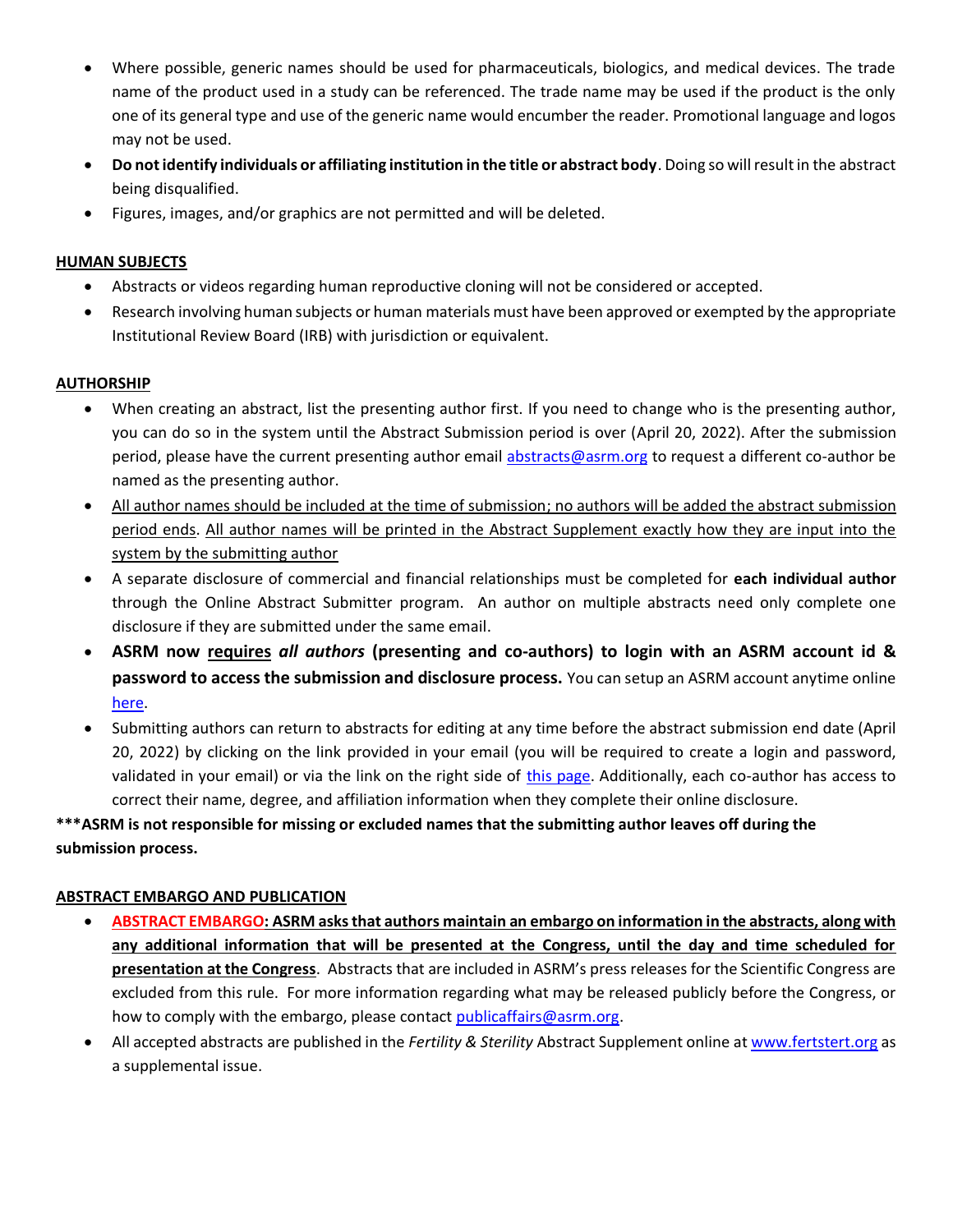- Where possible, generic names should be used for pharmaceuticals, biologics, and medical devices. The trade name of the product used in a study can be referenced. The trade name may be used if the product is the only one of its general type and use of the generic name would encumber the reader. Promotional language and logos may not be used.
- **Do not identify individuals or affiliating institution in the title or abstract body**. Doing so will result in the abstract being disqualified.
- Figures, images, and/or graphics are not permitted and will be deleted.

## HUMAN SUBJECTS

- Abstracts or videos regarding human reproductive cloning will not be considered or accepted.
- Research involving human subjects or human materials must have been approved or exempted by the appropriate Institutional Review Board (IRB) with jurisdiction or equivalent.

## AUTHORSHIP

- When creating an abstract, list the presenting author first. If you need to change who is the presenting author, you can do so in the system until the Abstract Submission period is over (April 20, 2022). After the submission period, please have the current presenting author email abstracts@asrm.org to request a different co-author be named as the presenting author.
- All author names should be included at the time of submission; no authors will be added the abstract submission period ends. All author names will be printed in the Abstract Supplement exactly how they are input into the system by the submitting author
- A separate disclosure of commercial and financial relationships must be completed for **each individual author** through the Online Abstract Submitter program. An author on multiple abstracts need only complete one disclosure if they are submitted under the same email.
- **ASRM now requires *all authors* (presenting and co-authors) to login with an ASRM account id & password to access the submission and disclosure process.** You can setup an ASRM account anytime online here.
- Submitting authors can return to abstracts for editing at any time before the abstract submission end date (April 20, 2022) by clicking on the link provided in your email (you will be required to create a login and password, validated in your email) or via the link on the right side of this page. Additionally, each co-author has access to correct their name, degree, and affiliation information when they complete their online disclosure.

**\*\*\*ASRM is not responsible for missing or excluded names that the submitting author leaves off during the submission process.**

## ABSTRACT EMBARGO AND PUBLICATION

- **ABSTRACT EMBARGO: ASRM asks that authors maintain an embargo on information in the abstracts, along with any additional information that will be presented at the Congress, until the day and time scheduled for presentation at the Congress**. Abstracts that are included in ASRM's press releases for the Scientific Congress are excluded from this rule. For more information regarding what may be released publicly before the Congress, or how to comply with the embargo, please contact publicaffairs@asrm.org.
- All accepted abstracts are published in the *Fertility & Sterility* Abstract Supplement online at www.fertstert.org as a supplemental issue.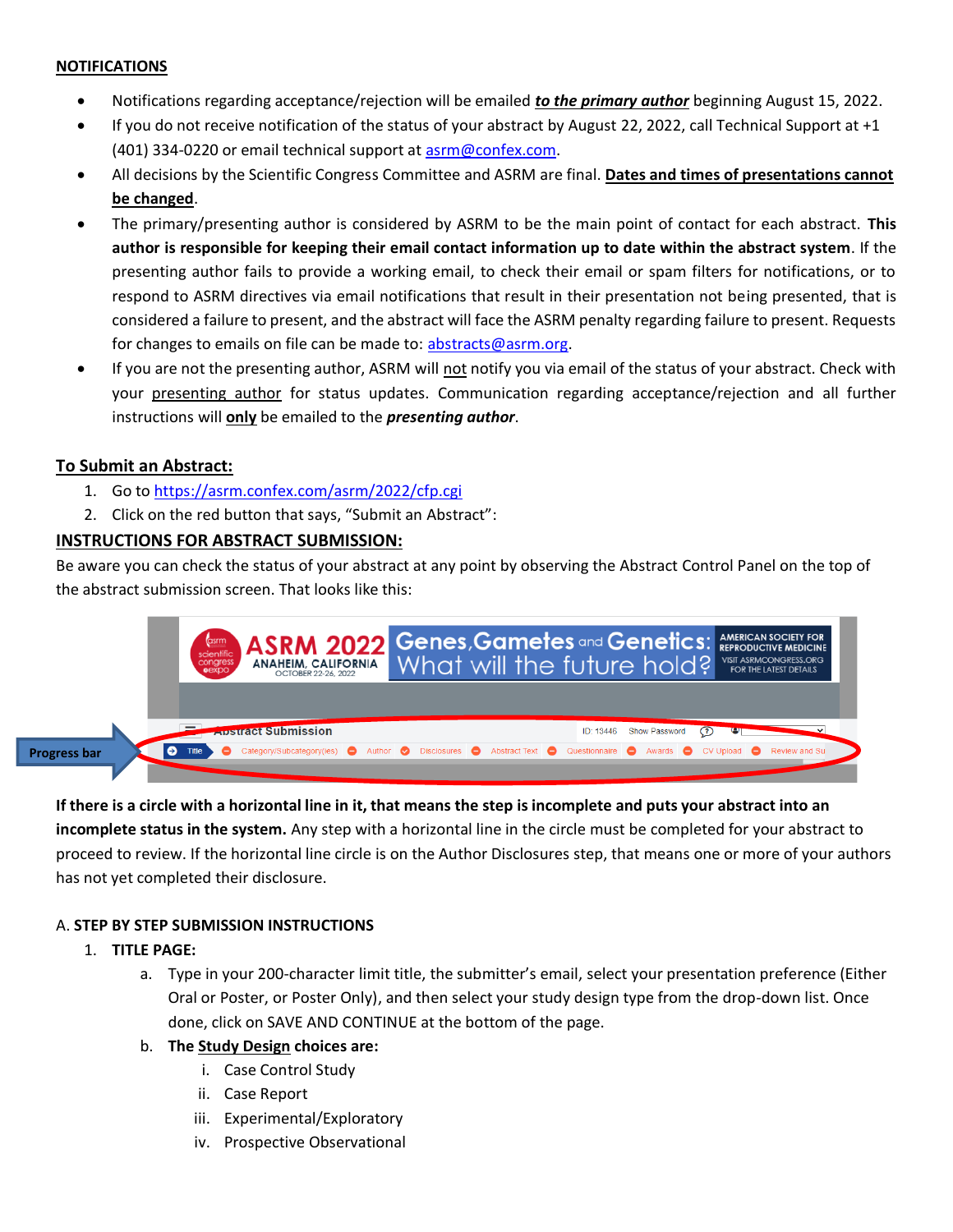## NOTIFICATIONS

- Notifications regarding acceptance/rejection will be emailed ***to the primary author*** beginning August 15, 2022.
- If you do not receive notification of the status of your abstract by August 22, 2022, call Technical Support at +1 (401) 334-0220 or email technical support at asrm@confex.com.
- All decisions by the Scientific Congress Committee and ASRM are final. **Dates and times of presentations cannot be changed**.
- The primary/presenting author is considered by ASRM to be the main point of contact for each abstract. **This author is responsible for keeping their email contact information up to date within the abstract system**. If the presenting author fails to provide a working email, to check their email or spam filters for notifications, or to respond to ASRM directives via email notifications that result in their presentation not being presented, that is considered a failure to present, and the abstract will face the ASRM penalty regarding failure to present. Requests for changes to emails on file can be made to: abstracts@asrm.org.
- If you are not the presenting author, ASRM will not notify you via email of the status of your abstract. Check with your presenting author for status updates. Communication regarding acceptance/rejection and all further instructions will **only** be emailed to the ***presenting author***.

## To Submit an Abstract:

1. Go to https://asrm.confex.com/asrm/2022/cfp.cgi
2. Click on the red button that says, "Submit an Abstract":

## INSTRUCTIONS FOR ABSTRACT SUBMISSION:

Be aware you can check the status of your abstract at any point by observing the Abstract Control Panel on the top of the abstract submission screen. That looks like this:

**If there is a circle with a horizontal line in it, that means the step is incomplete and puts your abstract into an incomplete status in the system.** Any step with a horizontal line in the circle must be completed for your abstract to proceed to review. If the horizontal line circle is on the Author Disclosures step, that means one or more of your authors has not yet completed their disclosure.

A. **STEP BY STEP SUBMISSION INSTRUCTIONS**

1. **TITLE PAGE:**
   a. Type in your 200-character limit title, the submitter's email, select your presentation preference (Either Oral or Poster, or Poster Only), and then select your study design type from the drop-down list. Once done, click on SAVE AND CONTINUE at the bottom of the page.
   b. **The Study Design choices are:**
      i. Case Control Study
      ii. Case Report
      iii. Experimental/Exploratory
      iv. Prospective Observational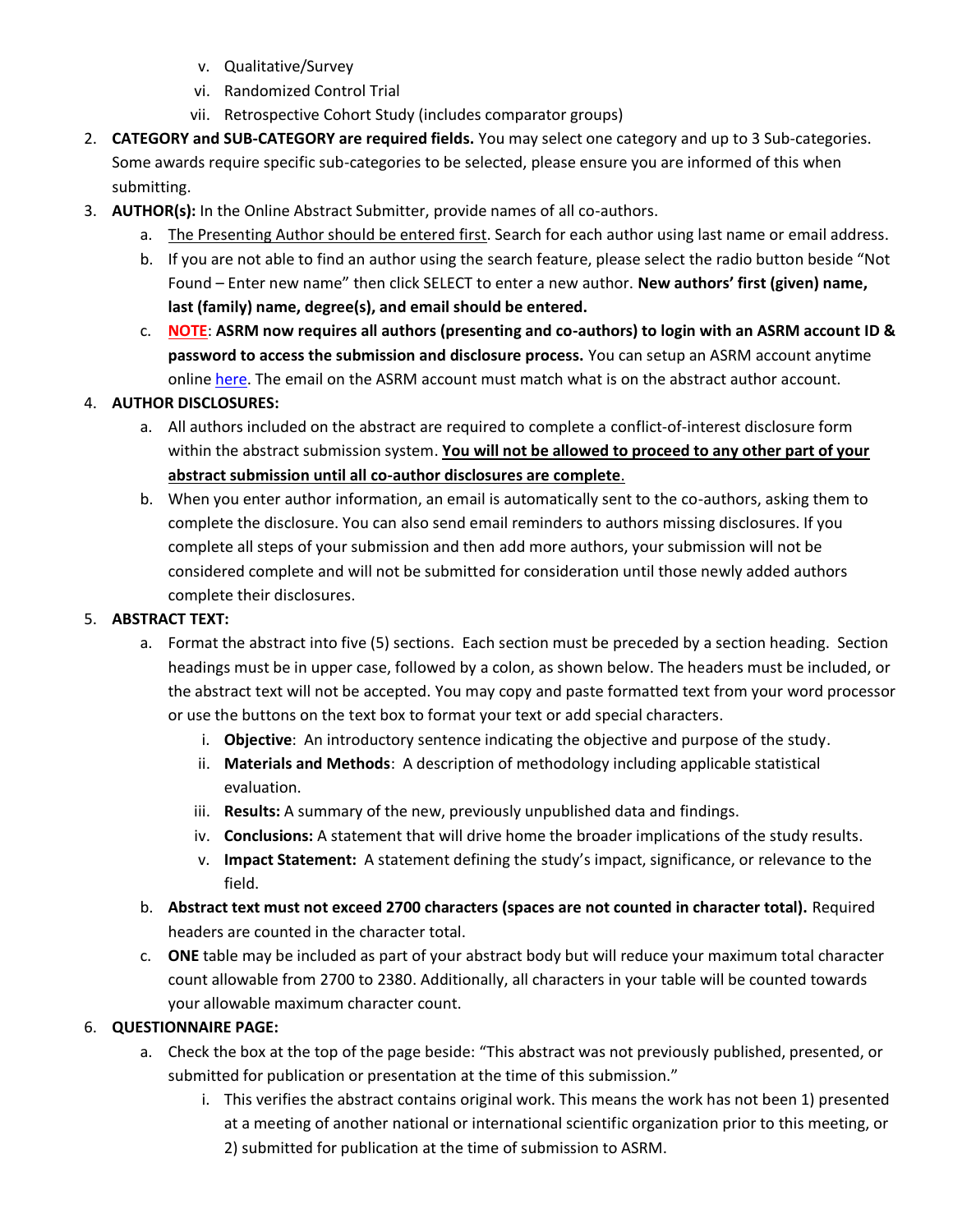v. Qualitative/Survey
   vi. Randomized Control Trial
   vii. Retrospective Cohort Study (includes comparator groups)

2. **CATEGORY and SUB-CATEGORY are required fields.** You may select one category and up to 3 Sub-categories. Some awards require specific sub-categories to be selected, please ensure you are informed of this when submitting.
3. **AUTHOR(s):** In the Online Abstract Submitter, provide names of all co-authors.
   a. <u>The Presenting Author should be entered first</u>. Search for each author using last name or email address.
   b. If you are not able to find an author using the search feature, please select the radio button beside "Not Found – Enter new name" then click SELECT to enter a new author. **New authors' first (given) name, last (family) name, degree(s), and email should be entered.**
   c. **<u>NOTE</u>**: **ASRM now requires all authors (presenting and co-authors) to login with an ASRM account ID & password to access the submission and disclosure process.** You can setup an ASRM account anytime online [here](). The email on the ASRM account must match what is on the abstract author account.
4. **AUTHOR DISCLOSURES:**
   a. All authors included on the abstract are required to complete a conflict-of-interest disclosure form within the abstract submission system. **<u>You will not be allowed to proceed to any other part of your abstract submission until all co-author disclosures are complete</u>**.
   b. When you enter author information, an email is automatically sent to the co-authors, asking them to complete the disclosure. You can also send email reminders to authors missing disclosures. If you complete all steps of your submission and then add more authors, your submission will not be considered complete and will not be submitted for consideration until those newly added authors complete their disclosures.
5. **ABSTRACT TEXT:**
   a. Format the abstract into five (5) sections. Each section must be preceded by a section heading. Section headings must be in upper case, followed by a colon, as shown below. The headers must be included, or the abstract text will not be accepted. You may copy and paste formatted text from your word processor or use the buttons on the text box to format your text or add special characters.
      i. **Objective**: An introductory sentence indicating the objective and purpose of the study.
      ii. **Materials and Methods**: A description of methodology including applicable statistical evaluation.
      iii. **Results:** A summary of the new, previously unpublished data and findings.
      iv. **Conclusions:** A statement that will drive home the broader implications of the study results.
      v. **Impact Statement:** A statement defining the study's impact, significance, or relevance to the field.
   b. **Abstract text must not exceed 2700 characters (spaces are not counted in character total).** Required headers are counted in the character total.
   c. **ONE** table may be included as part of your abstract body but will reduce your maximum total character count allowable from 2700 to 2380. Additionally, all characters in your table will be counted towards your allowable maximum character count.
6. **QUESTIONNAIRE PAGE:**
   a. Check the box at the top of the page beside: "This abstract was not previously published, presented, or submitted for publication or presentation at the time of this submission."
      i. This verifies the abstract contains original work. This means the work has not been 1) presented at a meeting of another national or international scientific organization prior to this meeting, or 2) submitted for publication at the time of submission to ASRM.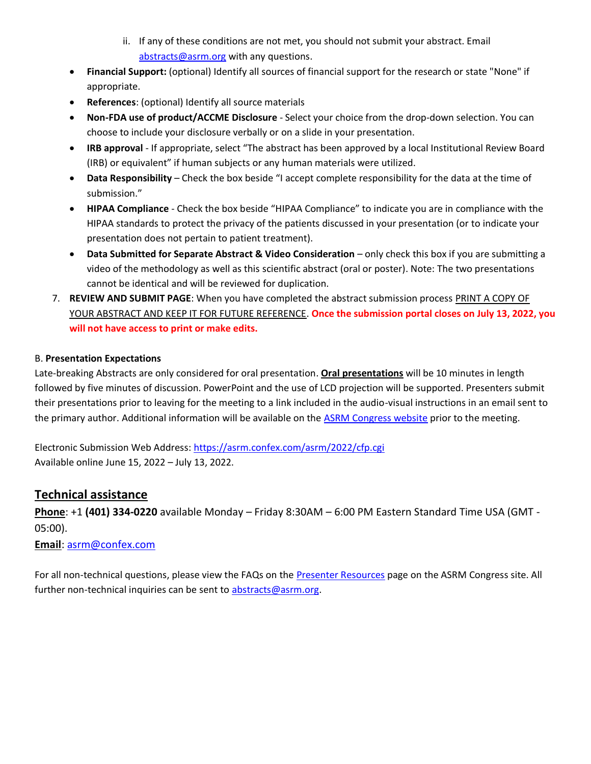ii. If any of these conditions are not met, you should not submit your abstract. Email abstracts@asrm.org with any questions.

- **Financial Support:** (optional) Identify all sources of financial support for the research or state "None" if appropriate.
- **References**: (optional) Identify all source materials
- **Non-FDA use of product/ACCME Disclosure** - Select your choice from the drop-down selection. You can choose to include your disclosure verbally or on a slide in your presentation.
- **IRB approval** - If appropriate, select "The abstract has been approved by a local Institutional Review Board (IRB) or equivalent" if human subjects or any human materials were utilized.
- **Data Responsibility** – Check the box beside "I accept complete responsibility for the data at the time of submission."
- **HIPAA Compliance** - Check the box beside "HIPAA Compliance" to indicate you are in compliance with the HIPAA standards to protect the privacy of the patients discussed in your presentation (or to indicate your presentation does not pertain to patient treatment).
- **Data Submitted for Separate Abstract & Video Consideration** – only check this box if you are submitting a video of the methodology as well as this scientific abstract (oral or poster). Note: The two presentations cannot be identical and will be reviewed for duplication.

7. **REVIEW AND SUBMIT PAGE**: When you have completed the abstract submission process PRINT A COPY OF YOUR ABSTRACT AND KEEP IT FOR FUTURE REFERENCE. **Once the submission portal closes on July 13, 2022, you will not have access to print or make edits.**

B. **Presentation Expectations**

Late-breaking Abstracts are only considered for oral presentation. **Oral presentations** will be 10 minutes in length followed by five minutes of discussion. PowerPoint and the use of LCD projection will be supported. Presenters submit their presentations prior to leaving for the meeting to a link included in the audio-visual instructions in an email sent to the primary author. Additional information will be available on the ASRM Congress website prior to the meeting.

Electronic Submission Web Address: https://asrm.confex.com/asrm/2022/cfp.cgi
Available online June 15, 2022 – July 13, 2022.

## Technical assistance

**Phone**: +1 **(401) 334-0220** available Monday – Friday 8:30AM – 6:00 PM Eastern Standard Time USA (GMT - 05:00).

**Email**: asrm@confex.com

For all non-technical questions, please view the FAQs on the Presenter Resources page on the ASRM Congress site. All further non-technical inquiries can be sent to abstracts@asrm.org.